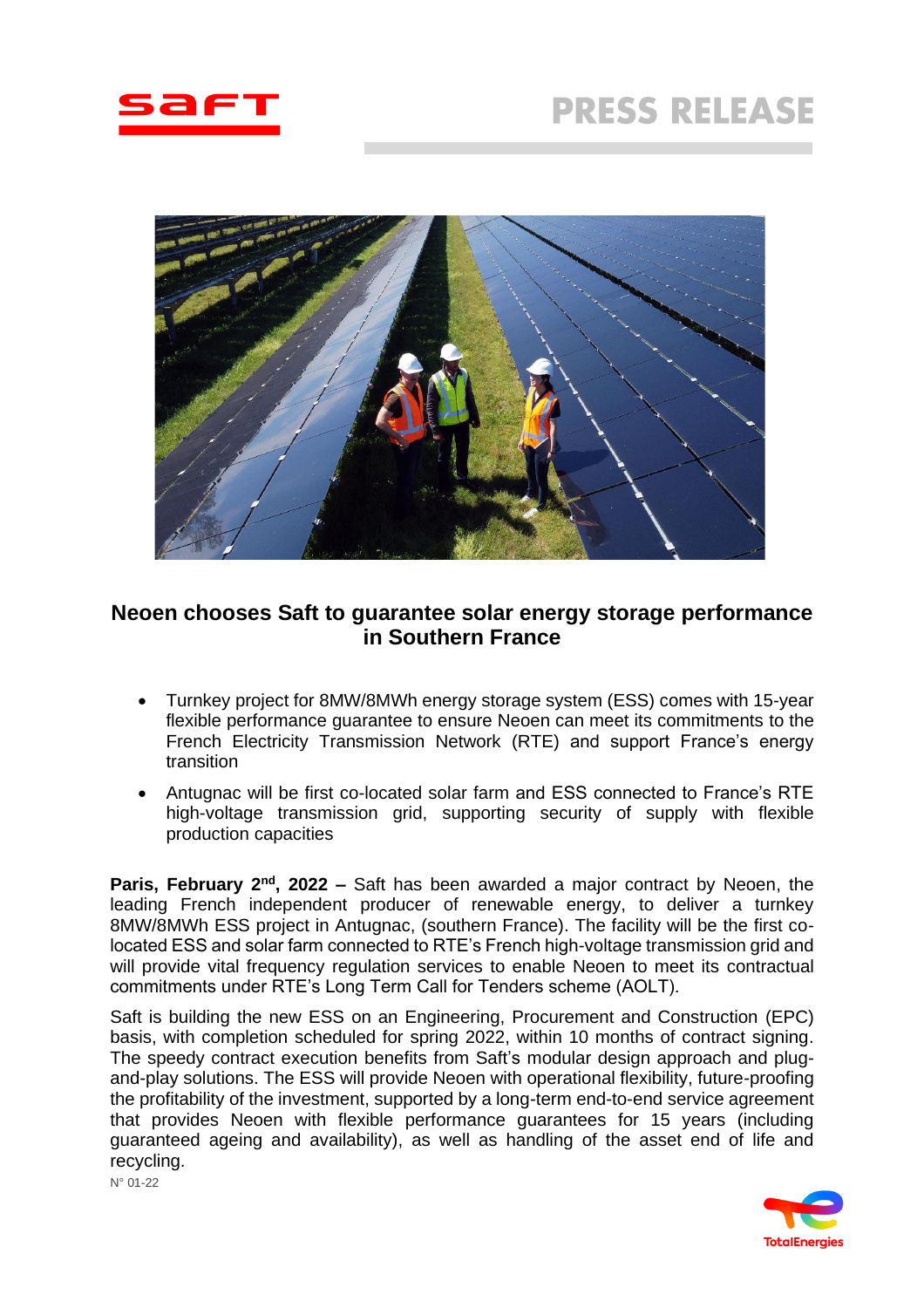# PRESS RELEASE

## Neoen chooses Saft to guarantee solar energy storage performance in Southern France

- Turnkey project for 8MW/8MWh energy storage system (ESS) comes with 15-year flexible performance guarantee to ensure Neoen can meet its commitments to the French Electricity Transmission Network (RTE) and support France's energy transition
- Antugnac will be first co-located solar farm and ESS connected to France's RTE high-voltage transmission grid, supporting security of supply with flexible production capacities

**Paris, February 2nd, 2022 –** Saft has been awarded a major contract by Neoen, the leading French independent producer of renewable energy, to deliver a turnkey 8MW/8MWh ESS project in Antugnac, (southern France). The facility will be the first co-located ESS and solar farm connected to RTE's French high-voltage transmission grid and will provide vital frequency regulation services to enable Neoen to meet its contractual commitments under RTE's Long Term Call for Tenders scheme (AOLT).

Saft is building the new ESS on an Engineering, Procurement and Construction (EPC) basis, with completion scheduled for spring 2022, within 10 months of contract signing. The speedy contract execution benefits from Saft's modular design approach and plug-and-play solutions. The ESS will provide Neoen with operational flexibility, future-proofing the profitability of the investment, supported by a long-term end-to-end service agreement that provides Neoen with flexible performance guarantees for 15 years (including guaranteed ageing and availability), as well as handling of the asset end of life and recycling.

N° 01-22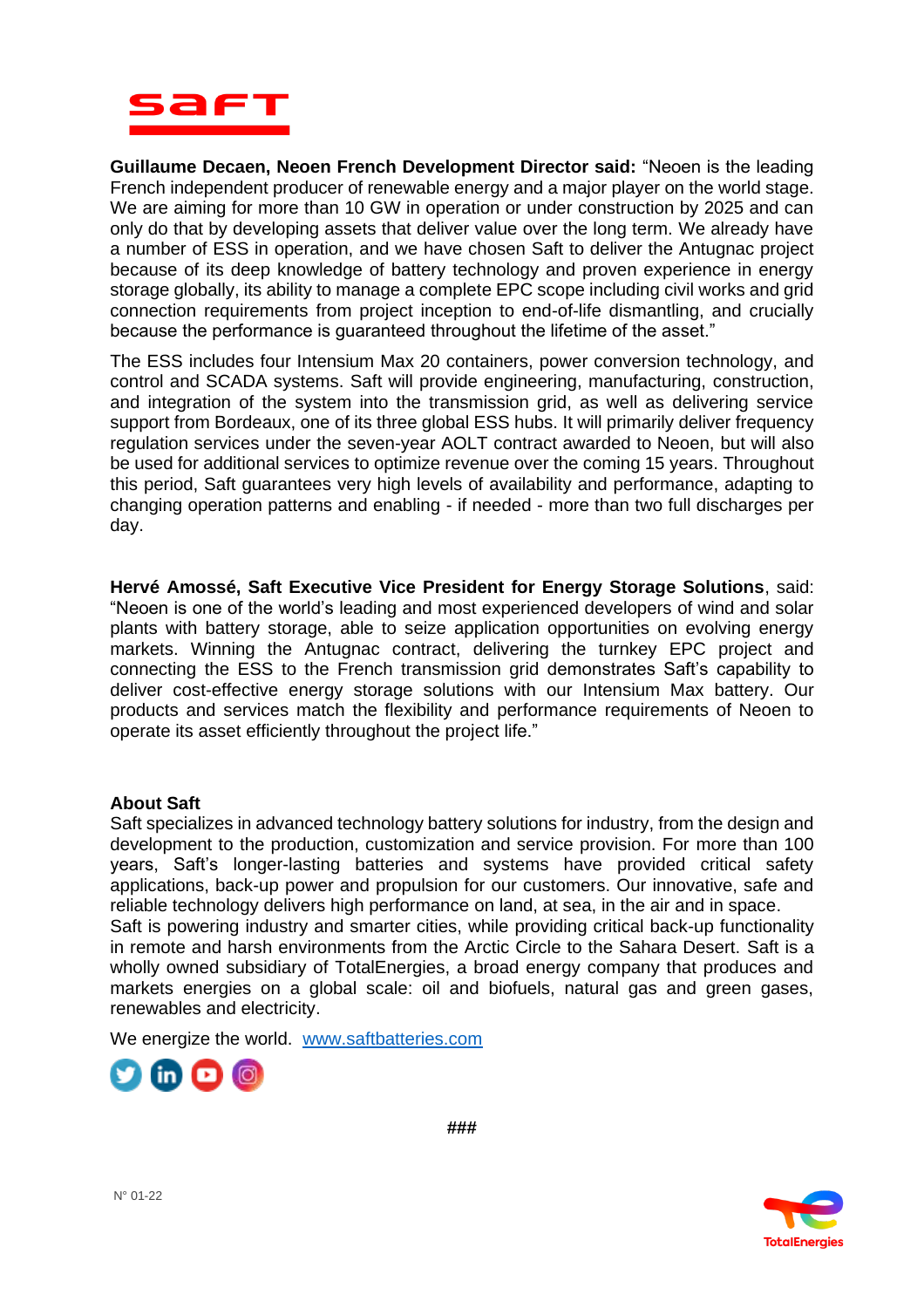**Guillaume Decaen, Neoen French Development Director said:** "Neoen is the leading French independent producer of renewable energy and a major player on the world stage. We are aiming for more than 10 GW in operation or under construction by 2025 and can only do that by developing assets that deliver value over the long term. We already have a number of ESS in operation, and we have chosen Saft to deliver the Antugnac project because of its deep knowledge of battery technology and proven experience in energy storage globally, its ability to manage a complete EPC scope including civil works and grid connection requirements from project inception to end-of-life dismantling, and crucially because the performance is guaranteed throughout the lifetime of the asset."

The ESS includes four Intensium Max 20 containers, power conversion technology, and control and SCADA systems. Saft will provide engineering, manufacturing, construction, and integration of the system into the transmission grid, as well as delivering service support from Bordeaux, one of its three global ESS hubs. It will primarily deliver frequency regulation services under the seven-year AOLT contract awarded to Neoen, but will also be used for additional services to optimize revenue over the coming 15 years. Throughout this period, Saft guarantees very high levels of availability and performance, adapting to changing operation patterns and enabling - if needed - more than two full discharges per day.

**Hervé Amossé, Saft Executive Vice President for Energy Storage Solutions**, said: "Neoen is one of the world's leading and most experienced developers of wind and solar plants with battery storage, able to seize application opportunities on evolving energy markets. Winning the Antugnac contract, delivering the turnkey EPC project and connecting the ESS to the French transmission grid demonstrates Saft's capability to deliver cost-effective energy storage solutions with our Intensium Max battery. Our products and services match the flexibility and performance requirements of Neoen to operate its asset efficiently throughout the project life."

**About Saft**

Saft specializes in advanced technology battery solutions for industry, from the design and development to the production, customization and service provision. For more than 100 years, Saft's longer-lasting batteries and systems have provided critical safety applications, back-up power and propulsion for our customers. Our innovative, safe and reliable technology delivers high performance on land, at sea, in the air and in space.

Saft is powering industry and smarter cities, while providing critical back-up functionality in remote and harsh environments from the Arctic Circle to the Sahara Desert. Saft is a wholly owned subsidiary of TotalEnergies, a broad energy company that produces and markets energies on a global scale: oil and biofuels, natural gas and green gases, renewables and electricity.

We energize the world. [www.saftbatteries.com](http://www.saftbatteries.com)

###

N° 01-22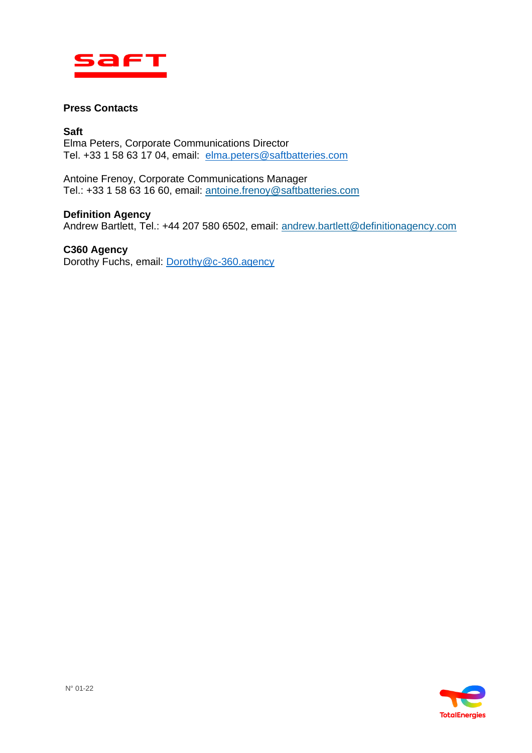**Press Contacts**

**Saft**
Elma Peters, Corporate Communications Director
Tel. +33 1 58 63 17 04, email: elma.peters@saftbatteries.com

Antoine Frenoy, Corporate Communications Manager
Tel.: +33 1 58 63 16 60, email: antoine.frenoy@saftbatteries.com

**Definition Agency**
Andrew Bartlett, Tel.: +44 207 580 6502, email: andrew.bartlett@definitionagency.com

**C360 Agency**
Dorothy Fuchs, email: Dorothy@c-360.agency

N° 01-22